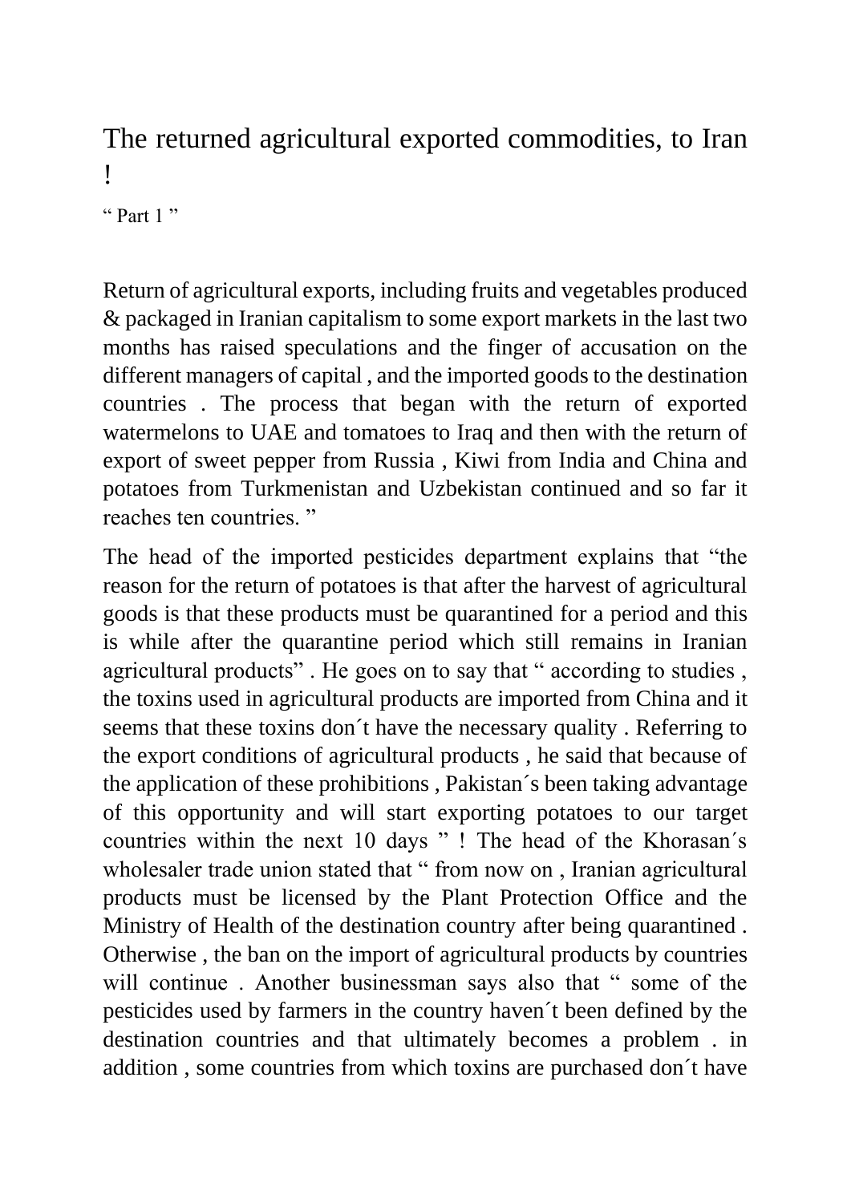# The returned agricultural exported commodities, to Iran !

" Part 1 "

Return of agricultural exports, including fruits and vegetables produced & packaged in Iranian capitalism to some export markets in the last two months has raised speculations and the finger of accusation on the different managers of capital , and the imported goods to the destination countries . The process that began with the return of exported watermelons to UAE and tomatoes to Iraq and then with the return of export of sweet pepper from Russia , Kiwi from India and China and potatoes from Turkmenistan and Uzbekistan continued and so far it reaches ten countries. "

The head of the imported pesticides department explains that "the reason for the return of potatoes is that after the harvest of agricultural goods is that these products must be quarantined for a period and this is while after the quarantine period which still remains in Iranian agricultural products" . He goes on to say that " according to studies , the toxins used in agricultural products are imported from China and it seems that these toxins don´t have the necessary quality . Referring to the export conditions of agricultural products , he said that because of the application of these prohibitions , Pakistan´s been taking advantage of this opportunity and will start exporting potatoes to our target countries within the next 10 days " ! The head of the Khorasan´s wholesaler trade union stated that " from now on , Iranian agricultural products must be licensed by the Plant Protection Office and the Ministry of Health of the destination country after being quarantined . Otherwise , the ban on the import of agricultural products by countries will continue . Another businessman says also that " some of the pesticides used by farmers in the country haven´t been defined by the destination countries and that ultimately becomes a problem . in addition , some countries from which toxins are purchased don´t have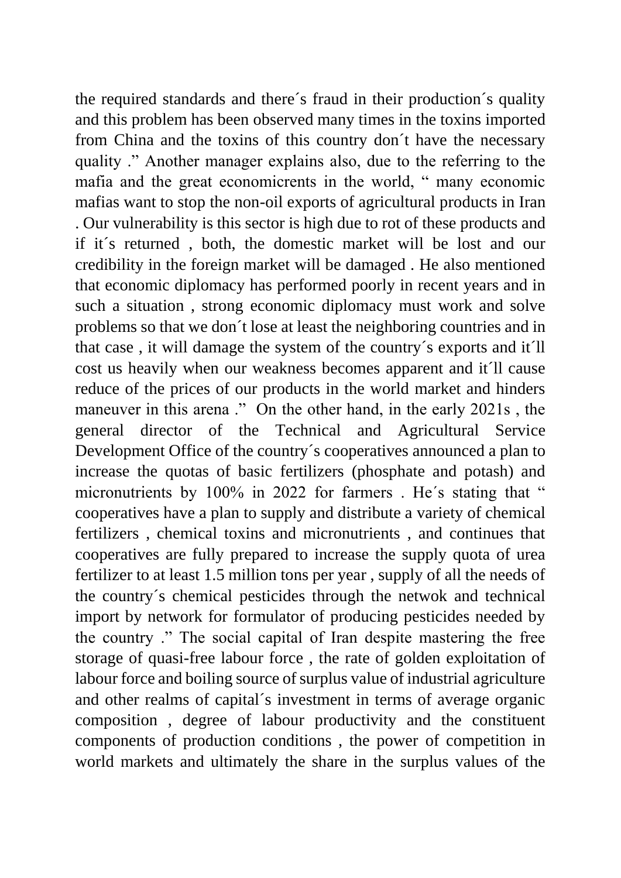the required standards and there´s fraud in their production´s quality and this problem has been observed many times in the toxins imported from China and the toxins of this country don´t have the necessary quality ." Another manager explains also, due to the referring to the mafia and the great economicrents in the world, " many economic mafias want to stop the non-oil exports of agricultural products in Iran . Our vulnerability is this sector is high due to rot of these products and if it´s returned , both, the domestic market will be lost and our credibility in the foreign market will be damaged . He also mentioned that economic diplomacy has performed poorly in recent years and in such a situation , strong economic diplomacy must work and solve problems so that we don´t lose at least the neighboring countries and in that case , it will damage the system of the country´s exports and it´ll cost us heavily when our weakness becomes apparent and it´ll cause reduce of the prices of our products in the world market and hinders maneuver in this arena ." On the other hand, in the early 2021s , the general director of the Technical and Agricultural Service Development Office of the country´s cooperatives announced a plan to increase the quotas of basic fertilizers (phosphate and potash) and micronutrients by 100% in 2022 for farmers . He´s stating that " cooperatives have a plan to supply and distribute a variety of chemical fertilizers , chemical toxins and micronutrients , and continues that cooperatives are fully prepared to increase the supply quota of urea fertilizer to at least 1.5 million tons per year , supply of all the needs of the country´s chemical pesticides through the netwok and technical import by network for formulator of producing pesticides needed by the country ." The social capital of Iran despite mastering the free storage of quasi-free labour force , the rate of golden exploitation of labour force and boiling source of surplus value of industrial agriculture and other realms of capital´s investment in terms of average organic composition , degree of labour productivity and the constituent components of production conditions , the power of competition in world markets and ultimately the share in the surplus values of the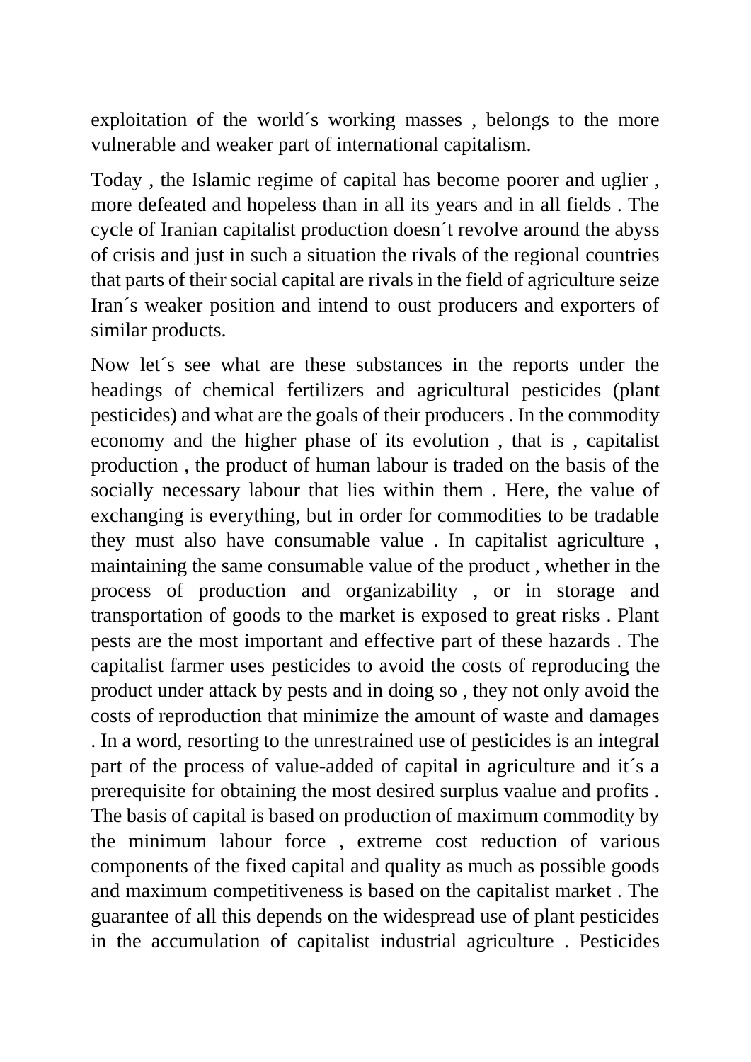exploitation of the world´s working masses , belongs to the more vulnerable and weaker part of international capitalism.

Today , the Islamic regime of capital has become poorer and uglier , more defeated and hopeless than in all its years and in all fields . The cycle of Iranian capitalist production doesn´t revolve around the abyss of crisis and just in such a situation the rivals of the regional countries that parts of their social capital are rivals in the field of agriculture seize Iran´s weaker position and intend to oust producers and exporters of similar products.

Now let´s see what are these substances in the reports under the headings of chemical fertilizers and agricultural pesticides (plant pesticides) and what are the goals of their producers . In the commodity economy and the higher phase of its evolution , that is , capitalist production , the product of human labour is traded on the basis of the socially necessary labour that lies within them . Here, the value of exchanging is everything, but in order for commodities to be tradable they must also have consumable value . In capitalist agriculture , maintaining the same consumable value of the product , whether in the process of production and organizability , or in storage and transportation of goods to the market is exposed to great risks . Plant pests are the most important and effective part of these hazards . The capitalist farmer uses pesticides to avoid the costs of reproducing the product under attack by pests and in doing so , they not only avoid the costs of reproduction that minimize the amount of waste and damages . In a word, resorting to the unrestrained use of pesticides is an integral part of the process of value-added of capital in agriculture and it´s a prerequisite for obtaining the most desired surplus vaalue and profits . The basis of capital is based on production of maximum commodity by the minimum labour force , extreme cost reduction of various components of the fixed capital and quality as much as possible goods and maximum competitiveness is based on the capitalist market . The guarantee of all this depends on the widespread use of plant pesticides in the accumulation of capitalist industrial agriculture . Pesticides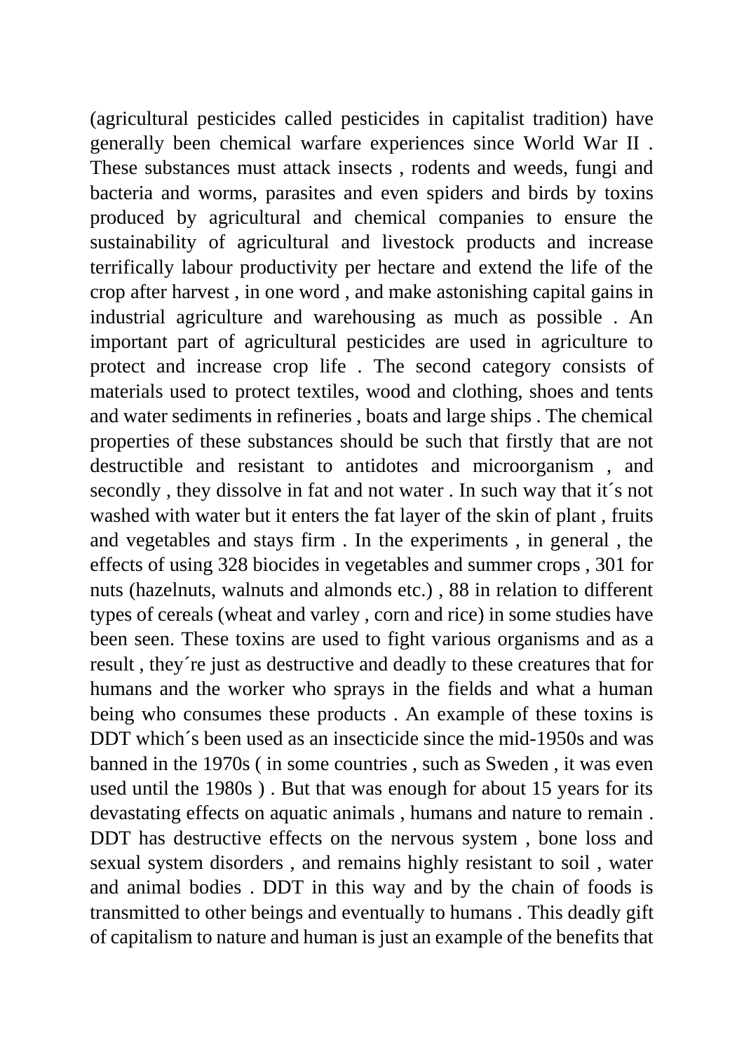(agricultural pesticides called pesticides in capitalist tradition) have generally been chemical warfare experiences since World War II . These substances must attack insects , rodents and weeds, fungi and bacteria and worms, parasites and even spiders and birds by toxins produced by agricultural and chemical companies to ensure the sustainability of agricultural and livestock products and increase terrifically labour productivity per hectare and extend the life of the crop after harvest , in one word , and make astonishing capital gains in industrial agriculture and warehousing as much as possible . An important part of agricultural pesticides are used in agriculture to protect and increase crop life . The second category consists of materials used to protect textiles, wood and clothing, shoes and tents and water sediments in refineries , boats and large ships . The chemical properties of these substances should be such that firstly that are not destructible and resistant to antidotes and microorganism , and secondly , they dissolve in fat and not water . In such way that it´s not washed with water but it enters the fat layer of the skin of plant , fruits and vegetables and stays firm . In the experiments , in general , the effects of using 328 biocides in vegetables and summer crops , 301 for nuts (hazelnuts, walnuts and almonds etc.) , 88 in relation to different types of cereals (wheat and varley , corn and rice) in some studies have been seen. These toxins are used to fight various organisms and as a result , they´re just as destructive and deadly to these creatures that for humans and the worker who sprays in the fields and what a human being who consumes these products . An example of these toxins is DDT which´s been used as an insecticide since the mid-1950s and was banned in the 1970s ( in some countries , such as Sweden , it was even used until the 1980s ) . But that was enough for about 15 years for its devastating effects on aquatic animals , humans and nature to remain . DDT has destructive effects on the nervous system , bone loss and sexual system disorders , and remains highly resistant to soil , water and animal bodies . DDT in this way and by the chain of foods is transmitted to other beings and eventually to humans . This deadly gift of capitalism to nature and human is just an example of the benefits that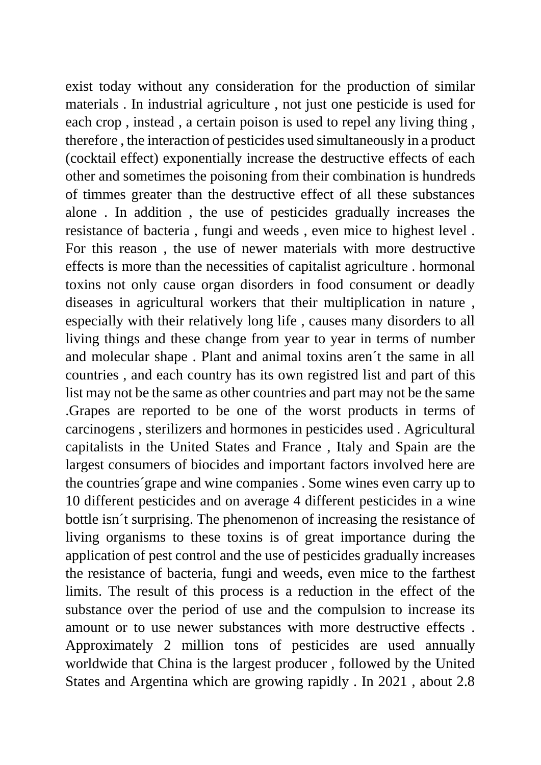exist today without any consideration for the production of similar materials . In industrial agriculture , not just one pesticide is used for each crop , instead , a certain poison is used to repel any living thing , therefore , the interaction of pesticides used simultaneously in a product (cocktail effect) exponentially increase the destructive effects of each other and sometimes the poisoning from their combination is hundreds of timmes greater than the destructive effect of all these substances alone . In addition , the use of pesticides gradually increases the resistance of bacteria , fungi and weeds , even mice to highest level . For this reason , the use of newer materials with more destructive effects is more than the necessities of capitalist agriculture . hormonal toxins not only cause organ disorders in food consument or deadly diseases in agricultural workers that their multiplication in nature , especially with their relatively long life , causes many disorders to all living things and these change from year to year in terms of number and molecular shape . Plant and animal toxins aren´t the same in all countries , and each country has its own registred list and part of this list may not be the same as other countries and part may not be the same .Grapes are reported to be one of the worst products in terms of carcinogens , sterilizers and hormones in pesticides used . Agricultural capitalists in the United States and France , Italy and Spain are the largest consumers of biocides and important factors involved here are the countries´grape and wine companies . Some wines even carry up to 10 different pesticides and on average 4 different pesticides in a wine bottle isn´t surprising. The phenomenon of increasing the resistance of living organisms to these toxins is of great importance during the application of pest control and the use of pesticides gradually increases the resistance of bacteria, fungi and weeds, even mice to the farthest limits. The result of this process is a reduction in the effect of the substance over the period of use and the compulsion to increase its amount or to use newer substances with more destructive effects . Approximately 2 million tons of pesticides are used annually worldwide that China is the largest producer , followed by the United States and Argentina which are growing rapidly . In 2021 , about 2.8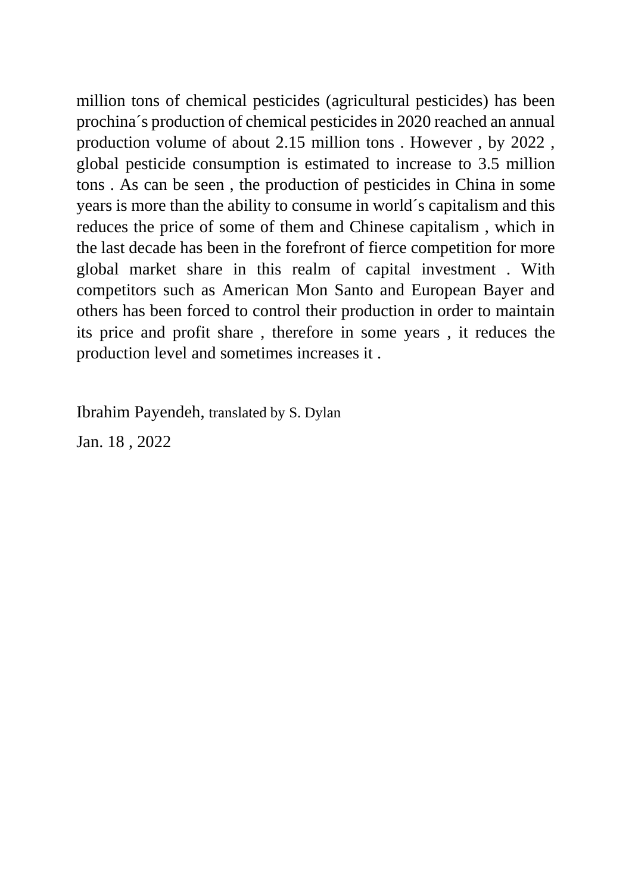million tons of chemical pesticides (agricultural pesticides) has been prochina´s production of chemical pesticides in 2020 reached an annual production volume of about 2.15 million tons . However , by 2022 , global pesticide consumption is estimated to increase to 3.5 million tons . As can be seen , the production of pesticides in China in some years is more than the ability to consume in world´s capitalism and this reduces the price of some of them and Chinese capitalism , which in the last decade has been in the forefront of fierce competition for more global market share in this realm of capital investment . With competitors such as American Mon Santo and European Bayer and others has been forced to control their production in order to maintain its price and profit share , therefore in some years , it reduces the production level and sometimes increases it .

Ibrahim Payendeh, translated by S. Dylan

Jan. 18 , 2022